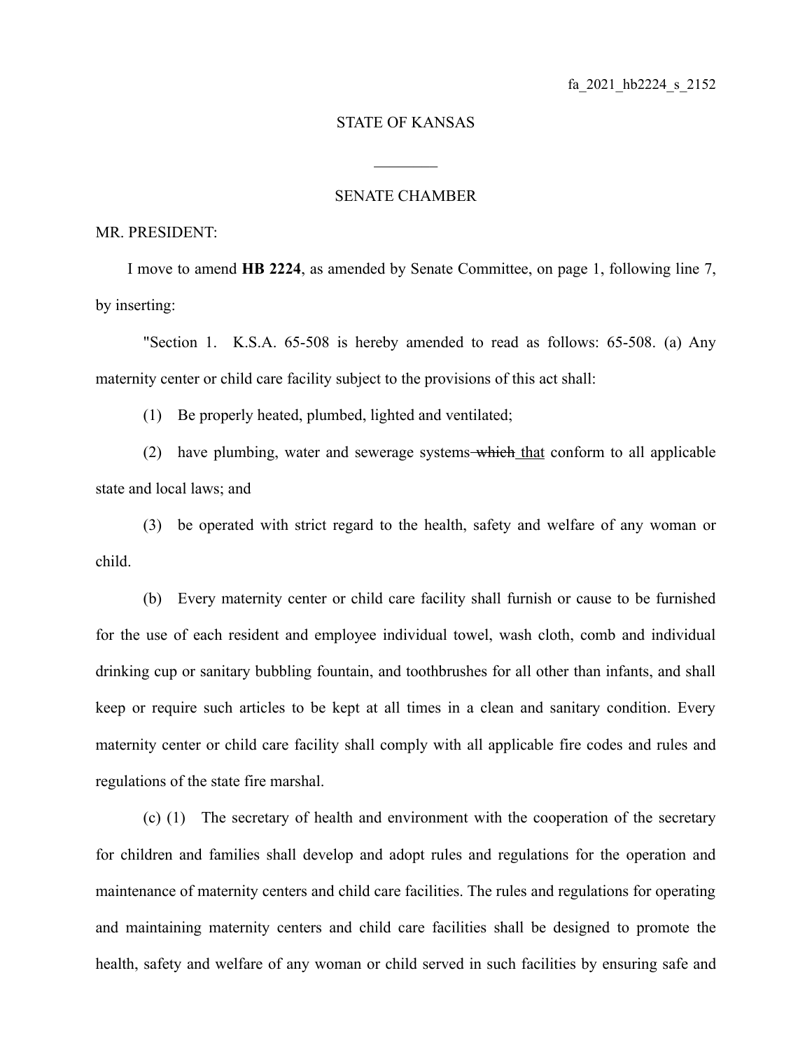fa_2021_hb2224_s_2152

STATE OF KANSAS

\_\_\_\_\_\_\_\_

SENATE CHAMBER

MR. PRESIDENT:

I move to amend **HB 2224**, as amended by Senate Committee, on page 1, following line 7, by inserting:

"Section 1. K.S.A. 65-508 is hereby amended to read as follows: 65-508. (a) Any maternity center or child care facility subject to the provisions of this act shall:

(1) Be properly heated, plumbed, lighted and ventilated;

(2) have plumbing, water and sewerage systems ~~which~~ <u>that</u> conform to all applicable state and local laws; and

(3) be operated with strict regard to the health, safety and welfare of any woman or child.

(b) Every maternity center or child care facility shall furnish or cause to be furnished for the use of each resident and employee individual towel, wash cloth, comb and individual drinking cup or sanitary bubbling fountain, and toothbrushes for all other than infants, and shall keep or require such articles to be kept at all times in a clean and sanitary condition. Every maternity center or child care facility shall comply with all applicable fire codes and rules and regulations of the state fire marshal.

(c) (1) The secretary of health and environment with the cooperation of the secretary for children and families shall develop and adopt rules and regulations for the operation and maintenance of maternity centers and child care facilities. The rules and regulations for operating and maintaining maternity centers and child care facilities shall be designed to promote the health, safety and welfare of any woman or child served in such facilities by ensuring safe and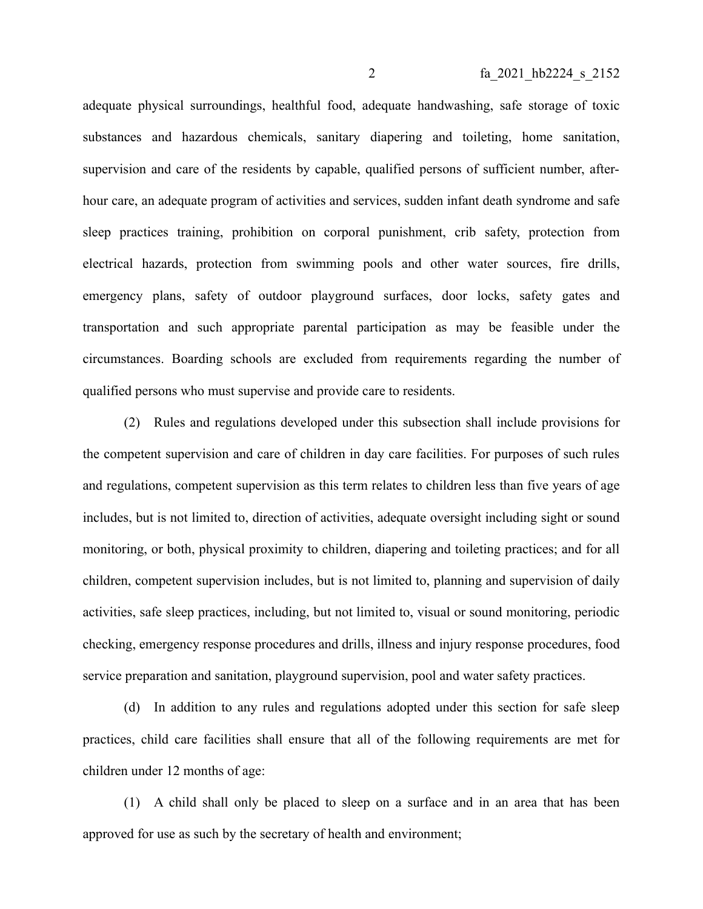adequate physical surroundings, healthful food, adequate handwashing, safe storage of toxic substances and hazardous chemicals, sanitary diapering and toileting, home sanitation, supervision and care of the residents by capable, qualified persons of sufficient number, after-hour care, an adequate program of activities and services, sudden infant death syndrome and safe sleep practices training, prohibition on corporal punishment, crib safety, protection from electrical hazards, protection from swimming pools and other water sources, fire drills, emergency plans, safety of outdoor playground surfaces, door locks, safety gates and transportation and such appropriate parental participation as may be feasible under the circumstances. Boarding schools are excluded from requirements regarding the number of qualified persons who must supervise and provide care to residents.

(2) Rules and regulations developed under this subsection shall include provisions for the competent supervision and care of children in day care facilities. For purposes of such rules and regulations, competent supervision as this term relates to children less than five years of age includes, but is not limited to, direction of activities, adequate oversight including sight or sound monitoring, or both, physical proximity to children, diapering and toileting practices; and for all children, competent supervision includes, but is not limited to, planning and supervision of daily activities, safe sleep practices, including, but not limited to, visual or sound monitoring, periodic checking, emergency response procedures and drills, illness and injury response procedures, food service preparation and sanitation, playground supervision, pool and water safety practices.

(d) In addition to any rules and regulations adopted under this section for safe sleep practices, child care facilities shall ensure that all of the following requirements are met for children under 12 months of age:

(1) A child shall only be placed to sleep on a surface and in an area that has been approved for use as such by the secretary of health and environment;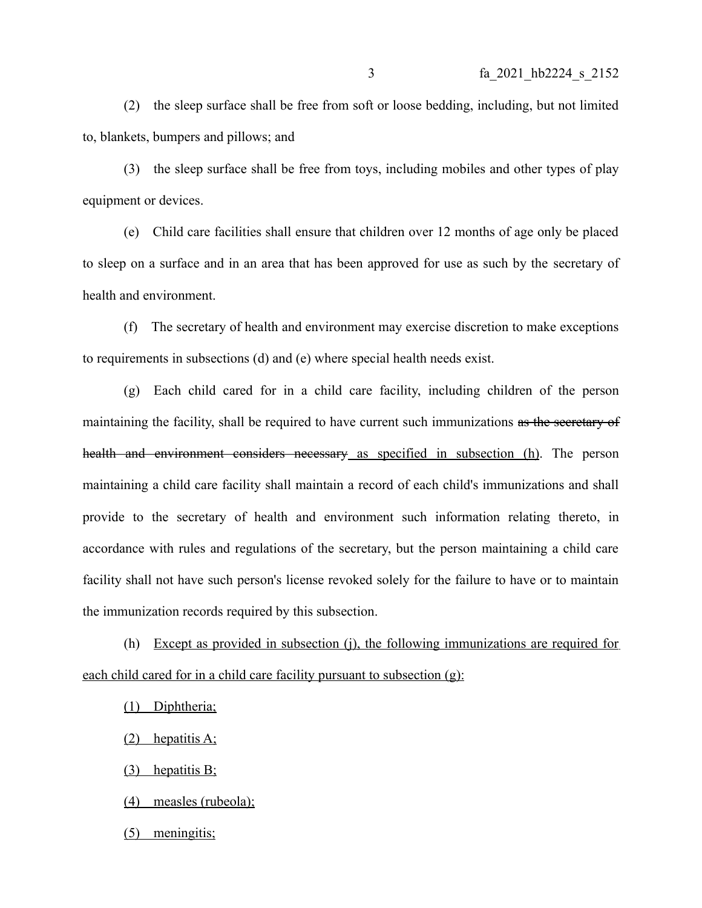(2) the sleep surface shall be free from soft or loose bedding, including, but not limited to, blankets, bumpers and pillows; and

(3) the sleep surface shall be free from toys, including mobiles and other types of play equipment or devices.

(e) Child care facilities shall ensure that children over 12 months of age only be placed to sleep on a surface and in an area that has been approved for use as such by the secretary of health and environment.

(f) The secretary of health and environment may exercise discretion to make exceptions to requirements in subsections (d) and (e) where special health needs exist.

(g) Each child cared for in a child care facility, including children of the person maintaining the facility, shall be required to have current such immunizations ~~as the secretary of health and environment considers necessary~~ <u>as specified in subsection (h)</u>. The person maintaining a child care facility shall maintain a record of each child's immunizations and shall provide to the secretary of health and environment such information relating thereto, in accordance with rules and regulations of the secretary, but the person maintaining a child care facility shall not have such person's license revoked solely for the failure to have or to maintain the immunization records required by this subsection.

(h) <u>Except as provided in subsection (j), the following immunizations are required for each child cared for in a child care facility pursuant to subsection (g):</u>

<u>(1) Diphtheria;</u>

<u>(2) hepatitis A;</u>

<u>(3) hepatitis B;</u>

<u>(4) measles (rubeola);</u>

<u>(5) meningitis;</u>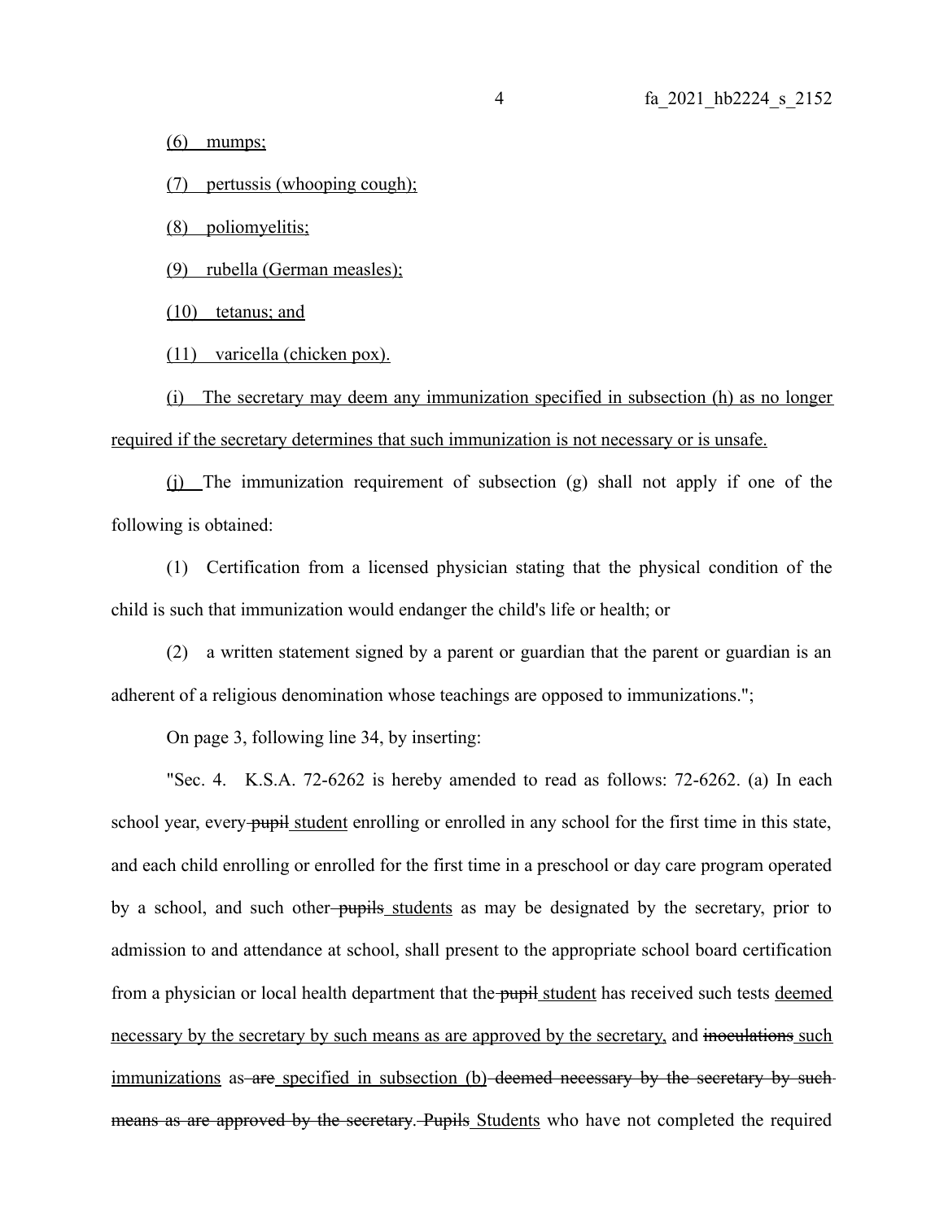(6) mumps;

(7) pertussis (whooping cough);

(8) poliomyelitis;

(9) rubella (German measles);

(10) tetanus; and

(11) varicella (chicken pox).

(i) The secretary may deem any immunization specified in subsection (h) as no longer required if the secretary determines that such immunization is not necessary or is unsafe.

(j) The immunization requirement of subsection (g) shall not apply if one of the following is obtained:

(1) Certification from a licensed physician stating that the physical condition of the child is such that immunization would endanger the child's life or health; or

(2) a written statement signed by a parent or guardian that the parent or guardian is an adherent of a religious denomination whose teachings are opposed to immunizations.";

On page 3, following line 34, by inserting:

"Sec. 4. K.S.A. 72-6262 is hereby amended to read as follows: 72-6262. (a) In each school year, every ~~pupil~~ student enrolling or enrolled in any school for the first time in this state, and each child enrolling or enrolled for the first time in a preschool or day care program operated by a school, and such other ~~pupils~~ students as may be designated by the secretary, prior to admission to and attendance at school, shall present to the appropriate school board certification from a physician or local health department that the ~~pupil~~ student has received such tests deemed necessary by the secretary by such means as are approved by the secretary, and ~~inoculations~~ such immunizations as ~~are~~ specified in subsection (b) ~~deemed necessary by the secretary by such means as are approved by the secretary.~~ ~~Pupils~~ Students who have not completed the required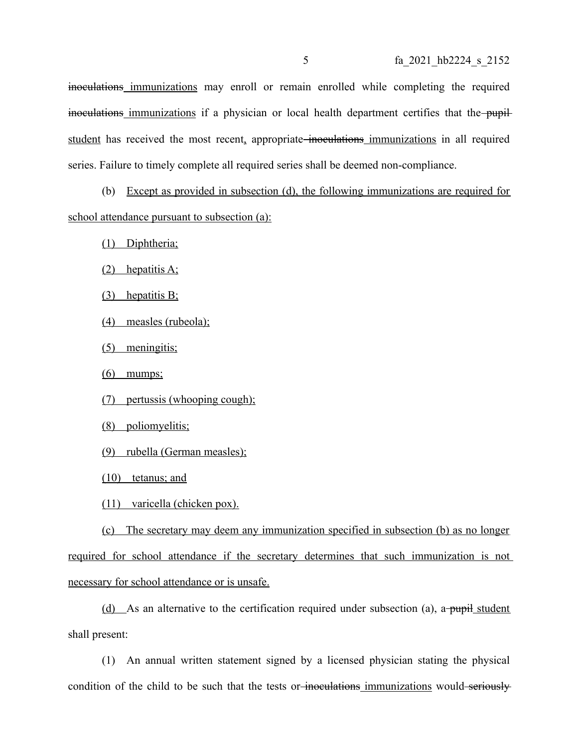~~inoculations~~ immunizations may enroll or remain enrolled while completing the required ~~inoculations~~ immunizations if a physician or local health department certifies that the ~~pupil~~ student has received the most recent, appropriate ~~inoculations~~ immunizations in all required series. Failure to timely complete all required series shall be deemed non-compliance.

(b) Except as provided in subsection (d), the following immunizations are required for school attendance pursuant to subsection (a):

(1) Diphtheria;

(2) hepatitis A;

(3) hepatitis B;

(4) measles (rubeola);

(5) meningitis;

(6) mumps;

(7) pertussis (whooping cough);

(8) poliomyelitis;

(9) rubella (German measles);

(10) tetanus; and

(11) varicella (chicken pox).

(c) The secretary may deem any immunization specified in subsection (b) as no longer required for school attendance if the secretary determines that such immunization is not necessary for school attendance or is unsafe.

(d) As an alternative to the certification required under subsection (a), a ~~pupil~~ student shall present:

(1) An annual written statement signed by a licensed physician stating the physical condition of the child to be such that the tests or ~~inoculations~~ immunizations would ~~seriously~~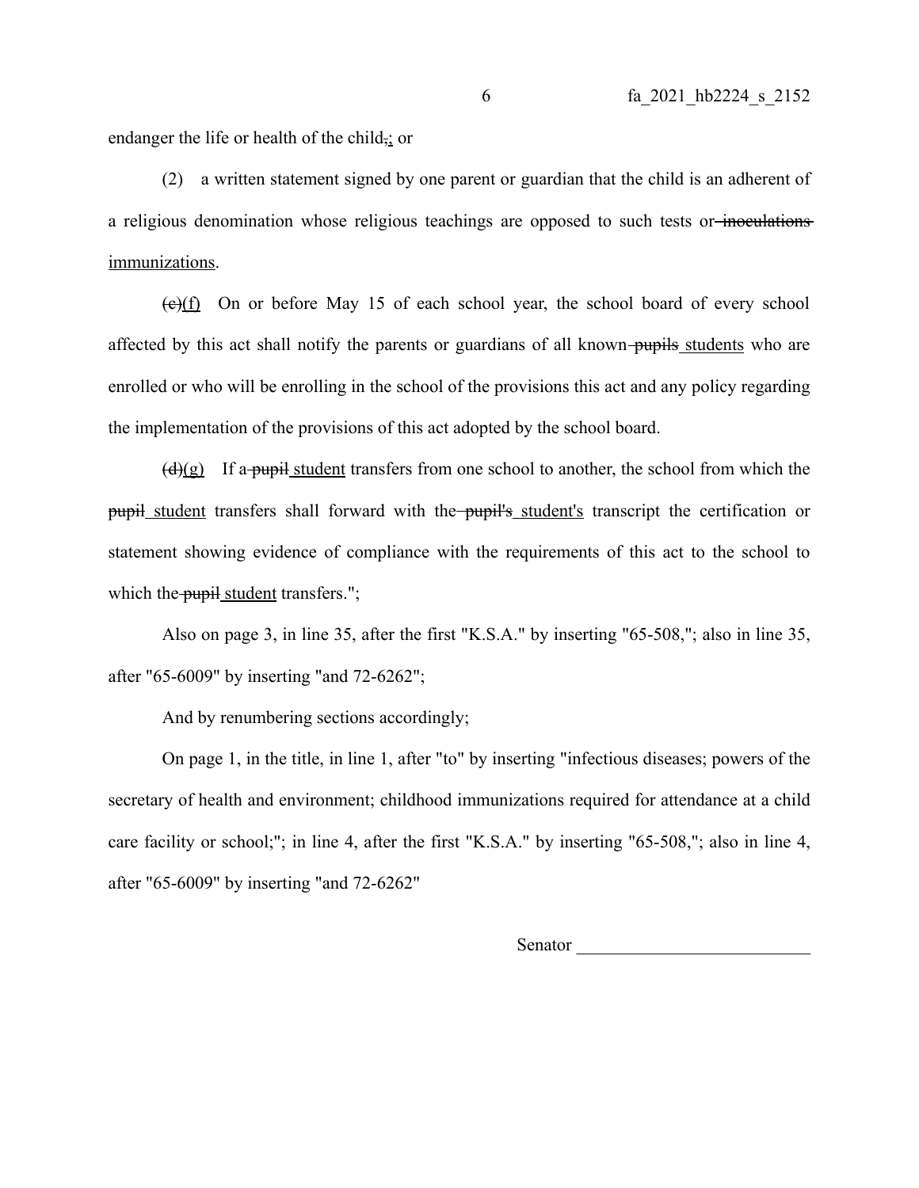endanger the life or health of the child~~,~~; or

(2) a written statement signed by one parent or guardian that the child is an adherent of a religious denomination whose religious teachings are opposed to such tests or ~~inoculations~~ immunizations.

~~(c)~~(f) On or before May 15 of each school year, the school board of every school affected by this act shall notify the parents or guardians of all known ~~pupils~~ students who are enrolled or who will be enrolling in the school of the provisions this act and any policy regarding the implementation of the provisions of this act adopted by the school board.

~~(d)~~(g) If a ~~pupil~~ student transfers from one school to another, the school from which the ~~pupil~~ student transfers shall forward with the ~~pupil's~~ student's transcript the certification or statement showing evidence of compliance with the requirements of this act to the school to which the ~~pupil~~ student transfers.";

Also on page 3, in line 35, after the first "K.S.A." by inserting "65-508,"; also in line 35, after "65-6009" by inserting "and 72-6262";

And by renumbering sections accordingly;

On page 1, in the title, in line 1, after "to" by inserting "infectious diseases; powers of the secretary of health and environment; childhood immunizations required for attendance at a child care facility or school;"; in line 4, after the first "K.S.A." by inserting "65-508,"; also in line 4, after "65-6009" by inserting "and 72-6262"

Senator ___________________________